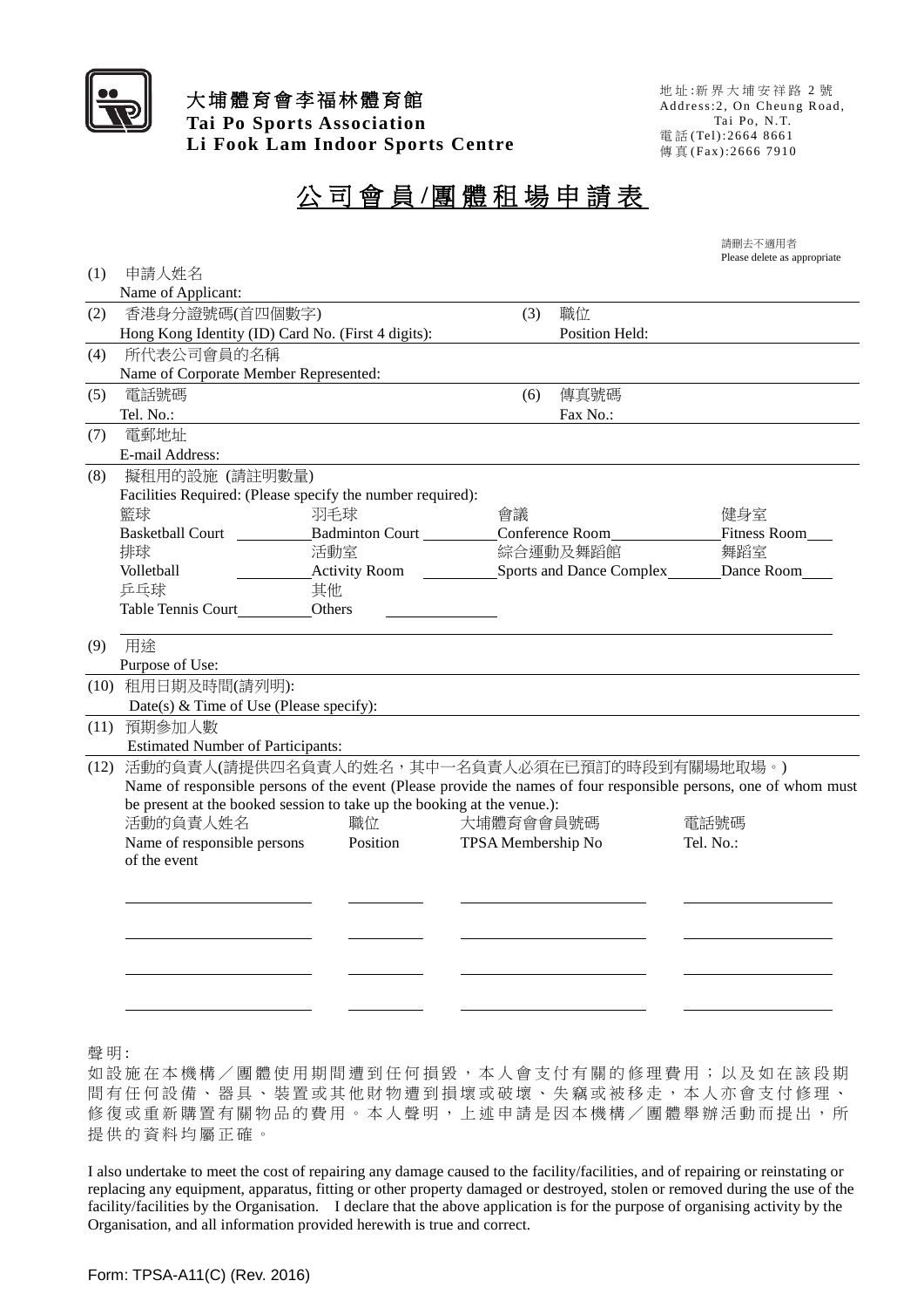**大埔體育會李福林體育館**
**Tai Po Sports Association**
**Li Fook Lam Indoor Sports Centre**

地址:新界大埔安祥路 2 號
Address:2, On Cheung Road, Tai Po, N.T.
電話(Tel):2664 8661
傳真(Fax):2666 7910

# 公司會員/團體租場申請表

請刪去不適用者
Please delete as appropriate

(1) 申請人姓名
Name of Applicant:

(2) 香港身分證號碼(首四個數字)
Hong Kong Identity (ID) Card No. (First 4 digits):

(3) 職位
Position Held:

(4) 所代表公司會員的名稱
Name of Corporate Member Represented:

(5) 電話號碼
Tel. No.:

(6) 傳真號碼
Fax No.:

(7) 電郵地址
E-mail Address:

(8) 擬租用的設施 (請註明數量)
Facilities Required: (Please specify the number required):

| | | | |
|---|---|---|---|
| 籃球 Basketball Court ____ | 羽毛球 Badminton Court ____ | 會議 Conference Room ____ | 健身室 Fitness Room ____ |
| 排球 Volleyball ____ | 活動室 Activity Room ____ | 綜合運動及舞蹈館 Sports and Dance Complex ____ | 舞蹈室 Dance Room ____ |
| 乒乓球 Table Tennis Court ____ | 其他 Others ____ | | |

(9) 用途
Purpose of Use:

(10) 租用日期及時間(請列明):
Date(s) & Time of Use (Please specify):

(11) 預期參加人數
Estimated Number of Participants:

(12) 活動的負責人(請提供四名負責人的姓名，其中一名負責人必須在已預訂的時段到有關場地取場。)
Name of responsible persons of the event (Please provide the names of four responsible persons, one of whom must be present at the booked session to take up the booking at the venue.):

| 活動的負責人姓名 Name of responsible persons of the event | 職位 Position | 大埔體育會會員號碼 TPSA Membership No | 電話號碼 Tel. No.: |
|---|---|---|---|
| | | | |
| | | | |
| | | | |
| | | | |

聲明:

如設施在本機構／團體使用期間遭到任何損毀，本人會支付有關的修理費用；以及如在該段期間有任何設備、器具、裝置或其他財物遭到損壞或破壞、失竊或被移走，本人亦會支付修理、修復或重新購置有關物品的費用。本人聲明，上述申請是因本機構／團體舉辦活動而提出，所提供的資料均屬正確。

I also undertake to meet the cost of repairing any damage caused to the facility/facilities, and of repairing or reinstating or replacing any equipment, apparatus, fitting or other property damaged or destroyed, stolen or removed during the use of the facility/facilities by the Organisation. I declare that the above application is for the purpose of organising activity by the Organisation, and all information provided herewith is true and correct.

Form: TPSA-A11(C) (Rev. 2016)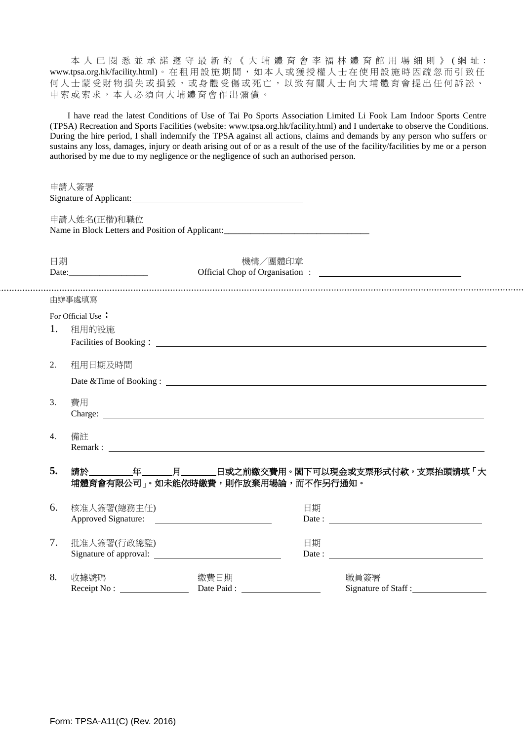本人已閱悉並承諾遵守最新的《大埔體育會李福林體育館用場細則》(網址：www.tpsa.org.hk/facility.html)。在租用設施期間，如本人或獲授權人士在使用設施時因疏忽而引致任何人士蒙受財物損失或損毀，或身體受傷或死亡，以致有關人士向大埔體育會提出任何訴訟、申索或索求，本人必須向大埔體育會作出彌償。

I have read the latest Conditions of Use of Tai Po Sports Association Limited Li Fook Lam Indoor Sports Centre (TPSA) Recreation and Sports Facilities (website: www.tpsa.org.hk/facility.html) and I undertake to observe the Conditions. During the hire period, I shall indemnify the TPSA against all actions, claims and demands by any person who suffers or sustains any loss, damages, injury or death arising out of or as a result of the use of the facility/facilities by me or a person authorised by me due to my negligence or the negligence of such an authorised person.

申請人簽署
Signature of Applicant:\_\_\_\_\_\_\_\_\_\_\_\_\_\_\_\_\_\_\_\_\_\_\_\_\_\_\_\_\_\_\_\_

申請人姓名(正楷)和職位
Name in Block Letters and Position of Applicant:\_\_\_\_\_\_\_\_\_\_\_\_\_\_\_\_\_\_\_\_\_\_\_\_\_\_\_\_\_\_\_\_

日期
Date:\_\_\_\_\_\_\_\_\_\_\_\_\_\_\_\_\_\_

機構／團體印章
Official Chop of Organisation ： \_\_\_\_\_\_\_\_\_\_\_\_\_\_\_\_\_\_\_\_\_\_\_\_\_\_\_\_\_\_

---

由辦事處填寫

For Official Use：

1. 租用的設施
   Facilities of Booking：\_\_\_\_\_\_\_\_\_\_\_\_\_\_\_\_\_\_\_\_\_\_\_\_\_\_\_\_\_\_\_\_

2. 租用日期及時間
   Date &Time of Booking : \_\_\_\_\_\_\_\_\_\_\_\_\_\_\_\_\_\_\_\_\_\_\_\_\_\_\_\_\_\_\_\_

3. 費用
   Charge: \_\_\_\_\_\_\_\_\_\_\_\_\_\_\_\_\_\_\_\_\_\_\_\_\_\_\_\_\_\_\_\_

4. 備註
   Remark : \_\_\_\_\_\_\_\_\_\_\_\_\_\_\_\_\_\_\_\_\_\_\_\_\_\_\_\_\_\_\_\_

5. **請於\_\_\_\_\_\_\_\_\_年\_\_\_\_\_\_月\_\_\_\_\_\_\_日或之前繳交費用。閣下可以現金或支票形式付款，支票抬頭請填「大埔體育會有限公司」。如未能依時繳費，則作放棄用場論，而不作另行通知。**

6. 核准人簽署(總務主任)
   Approved Signature: \_\_\_\_\_\_\_\_\_\_\_\_\_\_\_\_\_\_\_\_\_\_\_\_
   日期
   Date : \_\_\_\_\_\_\_\_\_\_\_\_\_\_\_\_\_\_\_\_\_\_\_\_

7. 批准人簽署(行政總監)
   Signature of approval: \_\_\_\_\_\_\_\_\_\_\_\_\_\_\_\_\_\_\_\_\_\_\_\_
   日期
   Date : \_\_\_\_\_\_\_\_\_\_\_\_\_\_\_\_\_\_\_\_\_\_\_\_

8. 收據號碼
   Receipt No : \_\_\_\_\_\_\_\_\_\_\_\_\_\_\_
   繳費日期
   Date Paid : \_\_\_\_\_\_\_\_\_\_\_\_\_\_\_
   職員簽署
   Signature of Staff :\_\_\_\_\_\_\_\_\_\_\_\_\_\_\_

Form: TPSA-A11(C) (Rev. 2016)